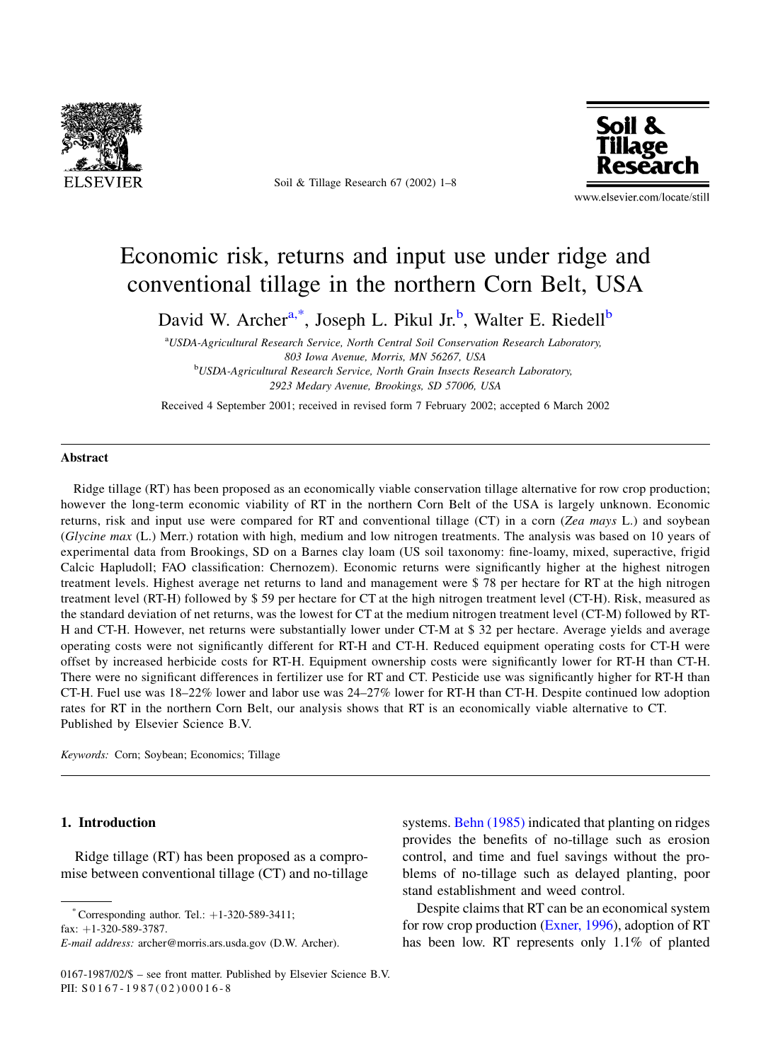# Economic risk, returns and input use under ridge and conventional tillage in the northern Corn Belt, USA

David W. Archer[a,*], Joseph L. Pikul Jr.[b], Walter E. Riedell[b]

[a]USDA-Agricultural Research Service, North Central Soil Conservation Research Laboratory, 803 Iowa Avenue, Morris, MN 56267, USA

[b]USDA-Agricultural Research Service, North Grain Insects Research Laboratory, 2923 Medary Avenue, Brookings, SD 57006, USA

Received 4 September 2001; received in revised form 7 February 2002; accepted 6 March 2002

## Abstract

Ridge tillage (RT) has been proposed as an economically viable conservation tillage alternative for row crop production; however the long-term economic viability of RT in the northern Corn Belt of the USA is largely unknown. Economic returns, risk and input use were compared for RT and conventional tillage (CT) in a corn (*Zea mays* L.) and soybean (*Glycine max* (L.) Merr.) rotation with high, medium and low nitrogen treatments. The analysis was based on 10 years of experimental data from Brookings, SD on a Barnes clay loam (US soil taxonomy: fine-loamy, mixed, superactive, frigid Calcic Hapludoll; FAO classification: Chernozem). Economic returns were significantly higher at the highest nitrogen treatment levels. Highest average net returns to land and management were $ 78 per hectare for RT at the high nitrogen treatment level (RT-H) followed by $ 59 per hectare for CT at the high nitrogen treatment level (CT-H). Risk, measured as the standard deviation of net returns, was the lowest for CT at the medium nitrogen treatment level (CT-M) followed by RT-H and CT-H. However, net returns were substantially lower under CT-M at $ 32 per hectare. Average yields and average operating costs were not significantly different for RT-H and CT-H. Reduced equipment operating costs for CT-H were offset by increased herbicide costs for RT-H. Equipment ownership costs were significantly lower for RT-H than CT-H. There were no significant differences in fertilizer use for RT and CT. Pesticide use was significantly higher for RT-H than CT-H. Fuel use was 18–22% lower and labor use was 24–27% lower for RT-H than CT-H. Despite continued low adoption rates for RT in the northern Corn Belt, our analysis shows that RT is an economically viable alternative to CT.
Published by Elsevier Science B.V.

*Keywords:* Corn; Soybean; Economics; Tillage

## 1. Introduction

Ridge tillage (RT) has been proposed as a compromise between conventional tillage (CT) and no-tillage systems. Behn (1985) indicated that planting on ridges provides the benefits of no-tillage such as erosion control, and time and fuel savings without the problems of no-tillage such as delayed planting, poor stand establishment and weed control.

Despite claims that RT can be an economical system for row crop production (Exner, 1996), adoption of RT has been low. RT represents only 1.1% of planted

* Corresponding author. Tel.: +1-320-589-3411; fax: +1-320-589-3787.
*E-mail address:* archer@morris.ars.usda.gov (D.W. Archer).

0167-1987/02/$ – see front matter. Published by Elsevier Science B.V.
PII: S0167-1987(02)00016-8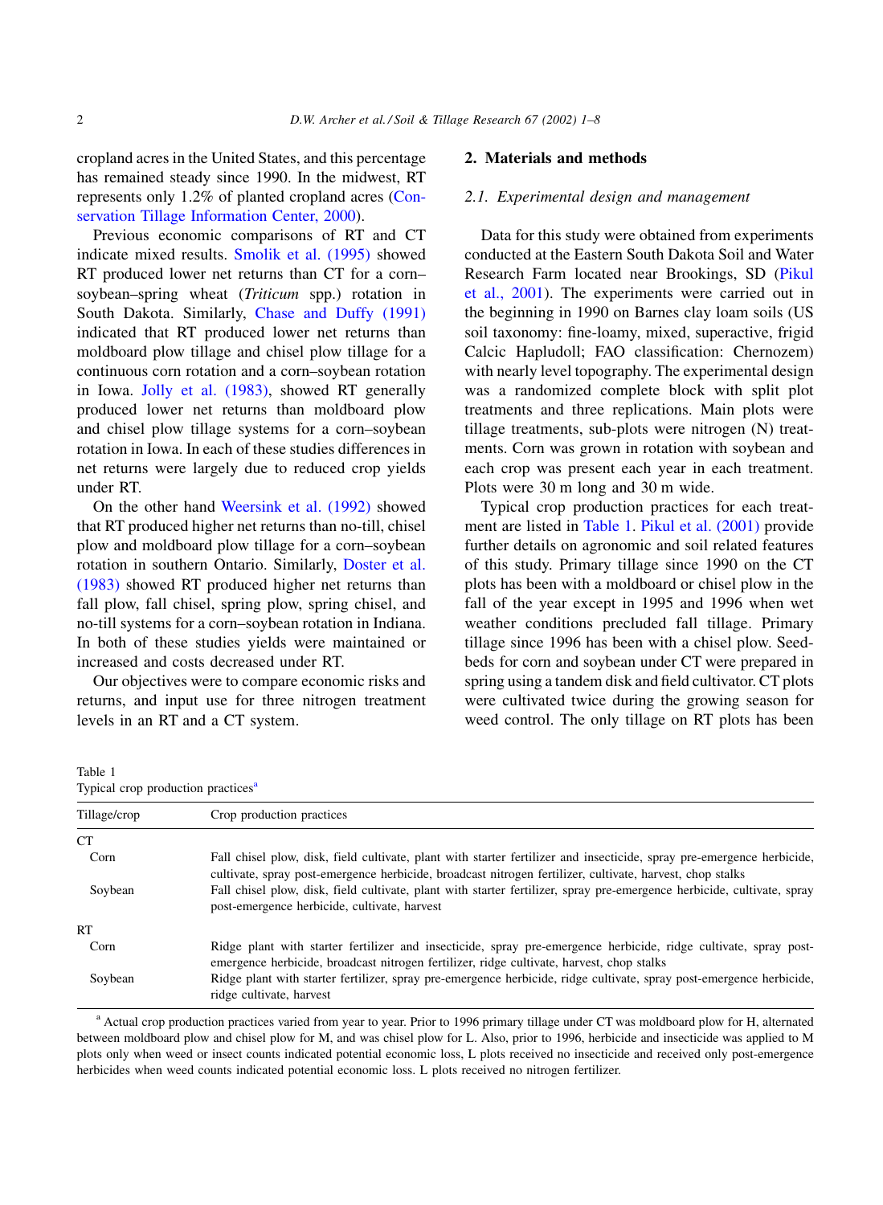cropland acres in the United States, and this percentage has remained steady since 1990. In the midwest, RT represents only 1.2% of planted cropland acres (Conservation Tillage Information Center, 2000).

Previous economic comparisons of RT and CT indicate mixed results. Smolik et al. (1995) showed RT produced lower net returns than CT for a corn–soybean–spring wheat (*Triticum* spp.) rotation in South Dakota. Similarly, Chase and Duffy (1991) indicated that RT produced lower net returns than moldboard plow tillage and chisel plow tillage for a continuous corn rotation and a corn–soybean rotation in Iowa. Jolly et al. (1983), showed RT generally produced lower net returns than moldboard plow and chisel plow tillage systems for a corn–soybean rotation in Iowa. In each of these studies differences in net returns were largely due to reduced crop yields under RT.

On the other hand Weersink et al. (1992) showed that RT produced higher net returns than no-till, chisel plow and moldboard plow tillage for a corn–soybean rotation in southern Ontario. Similarly, Doster et al. (1983) showed RT produced higher net returns than fall plow, fall chisel, spring plow, spring chisel, and no-till systems for a corn–soybean rotation in Indiana. In both of these studies yields were maintained or increased and costs decreased under RT.

Our objectives were to compare economic risks and returns, and input use for three nitrogen treatment levels in an RT and a CT system.

## 2. Materials and methods

### 2.1. Experimental design and management

Data for this study were obtained from experiments conducted at the Eastern South Dakota Soil and Water Research Farm located near Brookings, SD (Pikul et al., 2001). The experiments were carried out in the beginning in 1990 on Barnes clay loam soils (US soil taxonomy: fine-loamy, mixed, superactive, frigid Calcic Hapludoll; FAO classification: Chernozem) with nearly level topography. The experimental design was a randomized complete block with split plot treatments and three replications. Main plots were tillage treatments, sub-plots were nitrogen (N) treatments. Corn was grown in rotation with soybean and each crop was present each year in each treatment. Plots were 30 m long and 30 m wide.

Typical crop production practices for each treatment are listed in Table 1. Pikul et al. (2001) provide further details on agronomic and soil related features of this study. Primary tillage since 1990 on the CT plots has been with a moldboard or chisel plow in the fall of the year except in 1995 and 1996 when wet weather conditions precluded fall tillage. Primary tillage since 1996 has been with a chisel plow. Seedbeds for corn and soybean under CT were prepared in spring using a tandem disk and field cultivator. CT plots were cultivated twice during the growing season for weed control. The only tillage on RT plots has been

Table 1
Typical crop production practices[a]

| Tillage/crop | Crop production practices |
|---|---|
| CT | |
| Corn | Fall chisel plow, disk, field cultivate, plant with starter fertilizer and insecticide, spray pre-emergence herbicide, cultivate, spray post-emergence herbicide, broadcast nitrogen fertilizer, cultivate, harvest, chop stalks |
| Soybean | Fall chisel plow, disk, field cultivate, plant with starter fertilizer, spray pre-emergence herbicide, cultivate, spray post-emergence herbicide, cultivate, harvest |
| RT | |
| Corn | Ridge plant with starter fertilizer and insecticide, spray pre-emergence herbicide, ridge cultivate, spray post-emergence herbicide, broadcast nitrogen fertilizer, ridge cultivate, harvest, chop stalks |
| Soybean | Ridge plant with starter fertilizer, spray pre-emergence herbicide, ridge cultivate, spray post-emergence herbicide, ridge cultivate, harvest |

[a] Actual crop production practices varied from year to year. Prior to 1996 primary tillage under CT was moldboard plow for H, alternated between moldboard plow and chisel plow for M, and was chisel plow for L. Also, prior to 1996, herbicide and insecticide was applied to M plots only when weed or insect counts indicated potential economic loss, L plots received no insecticide and received only post-emergence herbicides when weed counts indicated potential economic loss. L plots received no nitrogen fertilizer.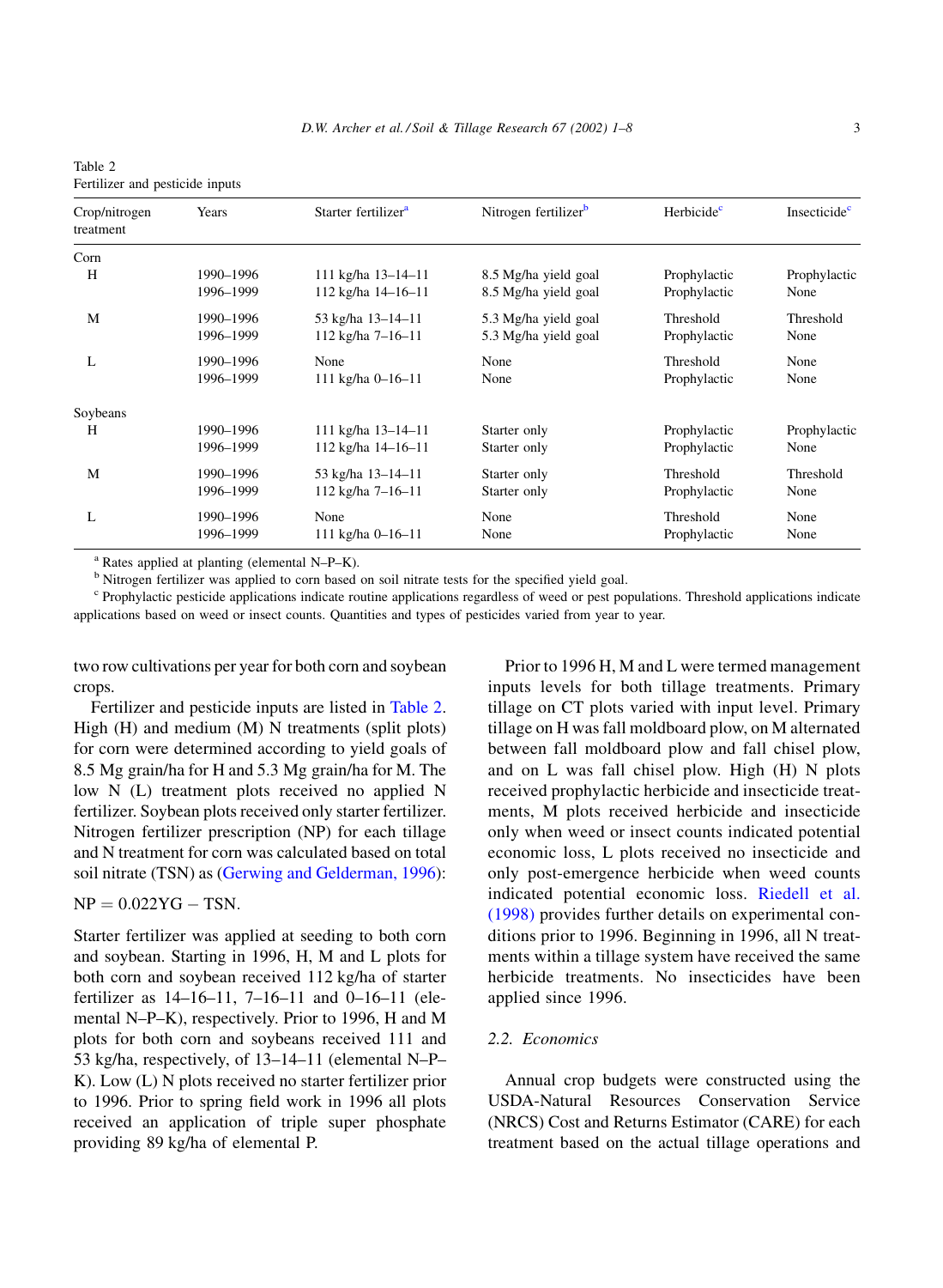Table 2
Fertilizer and pesticide inputs

| Crop/nitrogen treatment | Years | Starter fertilizer[a] | Nitrogen fertilizer[b] | Herbicide[c] | Insecticide[c] |
|---|---|---|---|---|---|
| Corn | | | | | |
| H | 1990–1996 | 111 kg/ha 13–14–11 | 8.5 Mg/ha yield goal | Prophylactic | Prophylactic |
| | 1996–1999 | 112 kg/ha 14–16–11 | 8.5 Mg/ha yield goal | Prophylactic | None |
| M | 1990–1996 | 53 kg/ha 13–14–11 | 5.3 Mg/ha yield goal | Threshold | Threshold |
| | 1996–1999 | 112 kg/ha 7–16–11 | 5.3 Mg/ha yield goal | Prophylactic | None |
| L | 1990–1996 | None | None | Threshold | None |
| | 1996–1999 | 111 kg/ha 0–16–11 | None | Prophylactic | None |
| Soybeans | | | | | |
| H | 1990–1996 | 111 kg/ha 13–14–11 | Starter only | Prophylactic | Prophylactic |
| | 1996–1999 | 112 kg/ha 14–16–11 | Starter only | Prophylactic | None |
| M | 1990–1996 | 53 kg/ha 13–14–11 | Starter only | Threshold | Threshold |
| | 1996–1999 | 112 kg/ha 7–16–11 | Starter only | Prophylactic | None |
| L | 1990–1996 | None | None | Threshold | None |
| | 1996–1999 | 111 kg/ha 0–16–11 | None | Prophylactic | None |

[a] Rates applied at planting (elemental N–P–K).

[b] Nitrogen fertilizer was applied to corn based on soil nitrate tests for the specified yield goal.

[c] Prophylactic pesticide applications indicate routine applications regardless of weed or pest populations. Threshold applications indicate applications based on weed or insect counts. Quantities and types of pesticides varied from year to year.

two row cultivations per year for both corn and soybean crops.

Fertilizer and pesticide inputs are listed in Table 2. High (H) and medium (M) N treatments (split plots) for corn were determined according to yield goals of 8.5 Mg grain/ha for H and 5.3 Mg grain/ha for M. The low N (L) treatment plots received no applied N fertilizer. Soybean plots received only starter fertilizer. Nitrogen fertilizer prescription (NP) for each tillage and N treatment for corn was calculated based on total soil nitrate (TSN) as (Gerwing and Gelderman, 1996):

$$\mathrm{NP} = 0.022\mathrm{YG} - \mathrm{TSN}.$$

Starter fertilizer was applied at seeding to both corn and soybean. Starting in 1996, H, M and L plots for both corn and soybean received 112 kg/ha of starter fertilizer as 14–16–11, 7–16–11 and 0–16–11 (elemental N–P–K), respectively. Prior to 1996, H and M plots for both corn and soybeans received 111 and 53 kg/ha, respectively, of 13–14–11 (elemental N–P–K). Low (L) N plots received no starter fertilizer prior to 1996. Prior to spring field work in 1996 all plots received an application of triple super phosphate providing 89 kg/ha of elemental P.

Prior to 1996 H, M and L were termed management inputs levels for both tillage treatments. Primary tillage on CT plots varied with input level. Primary tillage on H was fall moldboard plow, on M alternated between fall moldboard plow and fall chisel plow, and on L was fall chisel plow. High (H) N plots received prophylactic herbicide and insecticide treatments, M plots received herbicide and insecticide only when weed or insect counts indicated potential economic loss, L plots received no insecticide and only post-emergence herbicide when weed counts indicated potential economic loss. Riedell et al. (1998) provides further details on experimental conditions prior to 1996. Beginning in 1996, all N treatments within a tillage system have received the same herbicide treatments. No insecticides have been applied since 1996.

### 2.2. Economics

Annual crop budgets were constructed using the USDA-Natural Resources Conservation Service (NRCS) Cost and Returns Estimator (CARE) for each treatment based on the actual tillage operations and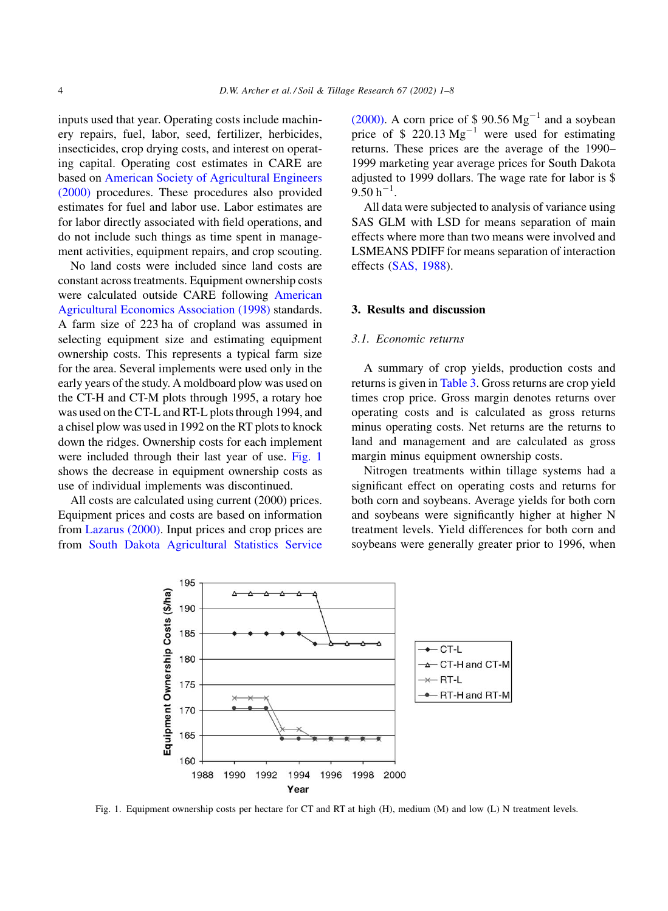inputs used that year. Operating costs include machinery repairs, fuel, labor, seed, fertilizer, herbicides, insecticides, crop drying costs, and interest on operating capital. Operating cost estimates in CARE are based on American Society of Agricultural Engineers (2000) procedures. These procedures also provided estimates for fuel and labor use. Labor estimates are for labor directly associated with field operations, and do not include such things as time spent in management activities, equipment repairs, and crop scouting.

No land costs were included since land costs are constant across treatments. Equipment ownership costs were calculated outside CARE following American Agricultural Economics Association (1998) standards. A farm size of 223 ha of cropland was assumed in selecting equipment size and estimating equipment ownership costs. This represents a typical farm size for the area. Several implements were used only in the early years of the study. A moldboard plow was used on the CT-H and CT-M plots through 1995, a rotary hoe was used on the CT-L and RT-L plots through 1994, and a chisel plow was used in 1992 on the RT plots to knock down the ridges. Ownership costs for each implement were included through their last year of use. Fig. 1 shows the decrease in equipment ownership costs as use of individual implements was discontinued.

All costs are calculated using current (2000) prices. Equipment prices and costs are based on information from Lazarus (2000). Input prices and crop prices are from South Dakota Agricultural Statistics Service (2000). A corn price of \$ 90.56 $Mg^{-1}$ and a soybean price of \$ 220.13 $Mg^{-1}$ were used for estimating returns. These prices are the average of the 1990–1999 marketing year average prices for South Dakota adjusted to 1999 dollars. The wage rate for labor is \$ 9.50 $h^{-1}$.

All data were subjected to analysis of variance using SAS GLM with LSD for means separation of main effects where more than two means were involved and LSMEANS PDIFF for means separation of interaction effects (SAS, 1988).

## 3. Results and discussion

### 3.1. Economic returns

A summary of crop yields, production costs and returns is given in Table 3. Gross returns are crop yield times crop price. Gross margin denotes returns over operating costs and is calculated as gross returns minus operating costs. Net returns are the returns to land and management and are calculated as gross margin minus equipment ownership costs.

Nitrogen treatments within tillage systems had a significant effect on operating costs and returns for both corn and soybeans. Average yields for both corn and soybeans were significantly higher at higher N treatment levels. Yield differences for both corn and soybeans were generally greater prior to 1996, when

Fig. 1. Equipment ownership costs per hectare for CT and RT at high (H), medium (M) and low (L) N treatment levels.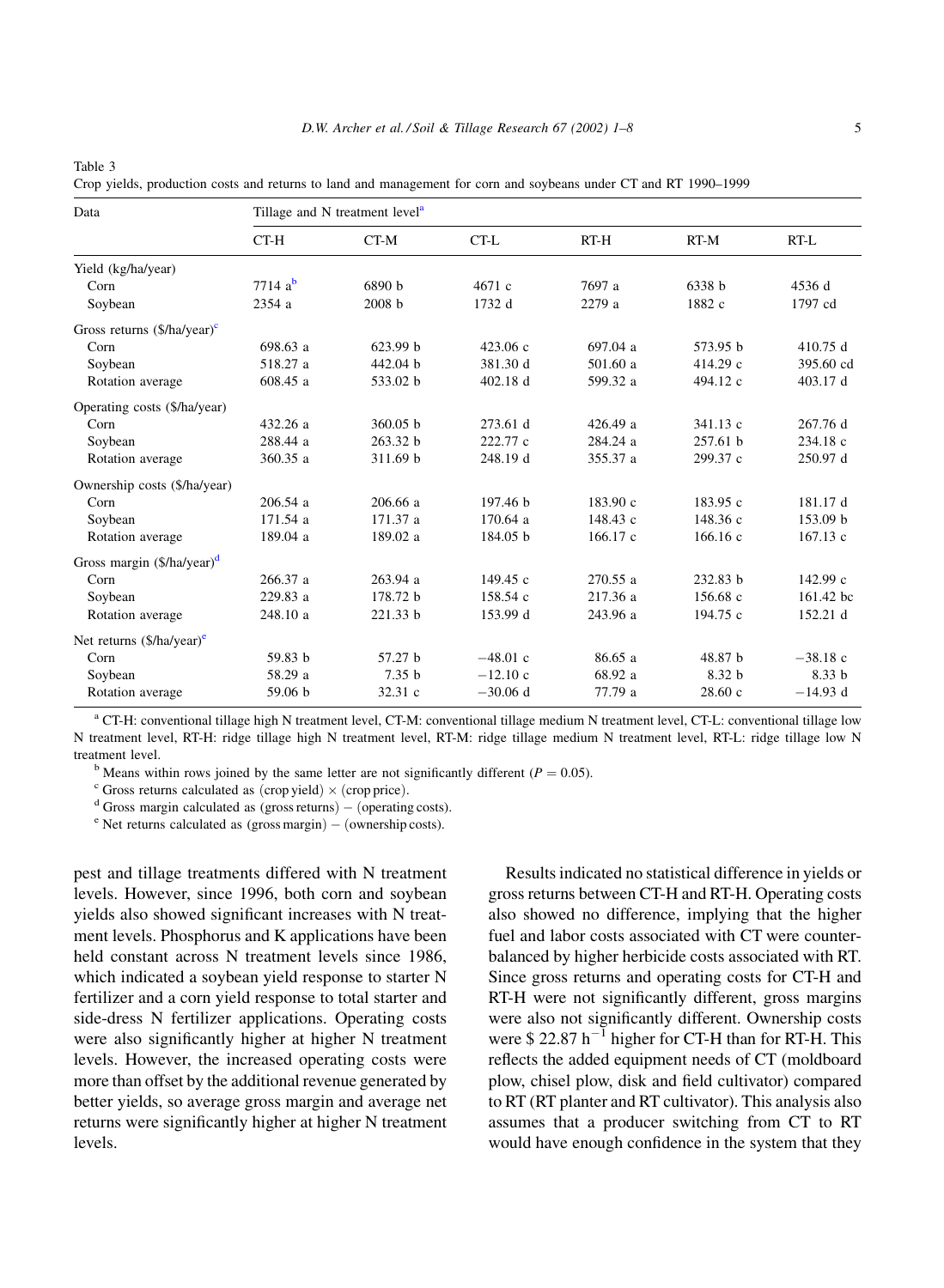Table 3
Crop yields, production costs and returns to land and management for corn and soybeans under CT and RT 1990–1999

| Data | Tillage and N treatment level[a] | | | | | |
|---|---|---|---|---|---|---|
| | CT-H | CT-M | CT-L | RT-H | RT-M | RT-L |
| Yield (kg/ha/year) | | | | | | |
| Corn | 7714 a[b] | 6890 b | 4671 c | 7697 a | 6338 b | 4536 d |
| Soybean | 2354 a | 2008 b | 1732 d | 2279 a | 1882 c | 1797 cd |
| Gross returns ($/ha/year)[c] | | | | | | |
| Corn | 698.63 a | 623.99 b | 423.06 c | 697.04 a | 573.95 b | 410.75 d |
| Soybean | 518.27 a | 442.04 b | 381.30 d | 501.60 a | 414.29 c | 395.60 cd |
| Rotation average | 608.45 a | 533.02 b | 402.18 d | 599.32 a | 494.12 c | 403.17 d |
| Operating costs ($/ha/year) | | | | | | |
| Corn | 432.26 a | 360.05 b | 273.61 d | 426.49 a | 341.13 c | 267.76 d |
| Soybean | 288.44 a | 263.32 b | 222.77 c | 284.24 a | 257.61 b | 234.18 c |
| Rotation average | 360.35 a | 311.69 b | 248.19 d | 355.37 a | 299.37 c | 250.97 d |
| Ownership costs ($/ha/year) | | | | | | |
| Corn | 206.54 a | 206.66 a | 197.46 b | 183.90 c | 183.95 c | 181.17 d |
| Soybean | 171.54 a | 171.37 a | 170.64 a | 148.43 c | 148.36 c | 153.09 b |
| Rotation average | 189.04 a | 189.02 a | 184.05 b | 166.17 c | 166.16 c | 167.13 c |
| Gross margin ($/ha/year)[d] | | | | | | |
| Corn | 266.37 a | 263.94 a | 149.45 c | 270.55 a | 232.83 b | 142.99 c |
| Soybean | 229.83 a | 178.72 b | 158.54 c | 217.36 a | 156.68 c | 161.42 bc |
| Rotation average | 248.10 a | 221.33 b | 153.99 d | 243.96 a | 194.75 c | 152.21 d |
| Net returns ($/ha/year)[e] | | | | | | |
| Corn | 59.83 b | 57.27 b | −48.01 c | 86.65 a | 48.87 b | −38.18 c |
| Soybean | 58.29 a | 7.35 b | −12.10 c | 68.92 a | 8.32 b | 8.33 b |
| Rotation average | 59.06 b | 32.31 c | −30.06 d | 77.79 a | 28.60 c | −14.93 d |

[a] CT-H: conventional tillage high N treatment level, CT-M: conventional tillage medium N treatment level, CT-L: conventional tillage low N treatment level, RT-H: ridge tillage high N treatment level, RT-M: ridge tillage medium N treatment level, RT-L: ridge tillage low N treatment level.

[b] Means within rows joined by the same letter are not significantly different ($P = 0.05$).

[c] Gross returns calculated as (crop yield) × (crop price).

[d] Gross margin calculated as (gross returns) − (operating costs).

[e] Net returns calculated as (gross margin) − (ownership costs).

pest and tillage treatments differed with N treatment levels. However, since 1996, both corn and soybean yields also showed significant increases with N treatment levels. Phosphorus and K applications have been held constant across N treatment levels since 1986, which indicated a soybean yield response to starter N fertilizer and a corn yield response to total starter and side-dress N fertilizer applications. Operating costs were also significantly higher at higher N treatment levels. However, the increased operating costs were more than offset by the additional revenue generated by better yields, so average gross margin and average net returns were significantly higher at higher N treatment levels.

Results indicated no statistical difference in yields or gross returns between CT-H and RT-H. Operating costs also showed no difference, implying that the higher fuel and labor costs associated with CT were counterbalanced by higher herbicide costs associated with RT. Since gross returns and operating costs for CT-H and RT-H were not significantly different, gross margins were also not significantly different. Ownership costs were $ 22.87 $h^{-1}$ higher for CT-H than for RT-H. This reflects the added equipment needs of CT (moldboard plow, chisel plow, disk and field cultivator) compared to RT (RT planter and RT cultivator). This analysis also assumes that a producer switching from CT to RT would have enough confidence in the system that they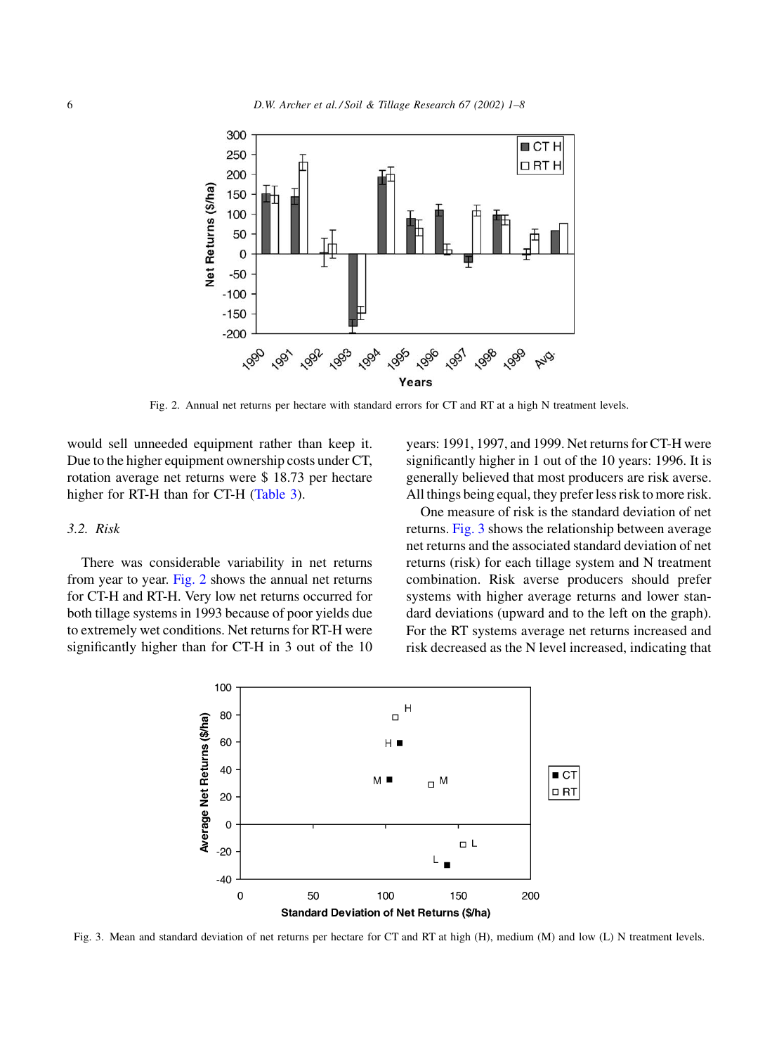would sell unneeded equipment rather than keep it. Due to the higher equipment ownership costs under CT, rotation average net returns were $ 18.73 per hectare higher for RT-H than for CT-H (Table 3).

### 3.2. Risk

There was considerable variability in net returns from year to year. Fig. 2 shows the annual net returns for CT-H and RT-H. Very low net returns occurred for both tillage systems in 1993 because of poor yields due to extremely wet conditions. Net returns for RT-H were significantly higher than for CT-H in 3 out of the 10 years: 1991, 1997, and 1999. Net returns for CT-H were significantly higher in 1 out of the 10 years: 1996. It is generally believed that most producers are risk averse. All things being equal, they prefer less risk to more risk.

One measure of risk is the standard deviation of net returns. Fig. 3 shows the relationship between average net returns and the associated standard deviation of net returns (risk) for each tillage system and N treatment combination. Risk averse producers should prefer systems with higher average returns and lower standard deviations (upward and to the left on the graph). For the RT systems average net returns increased and risk decreased as the N level increased, indicating that

Fig. 2. Annual net returns per hectare with standard errors for CT and RT at a high N treatment levels.

Fig. 3. Mean and standard deviation of net returns per hectare for CT and RT at high (H), medium (M) and low (L) N treatment levels.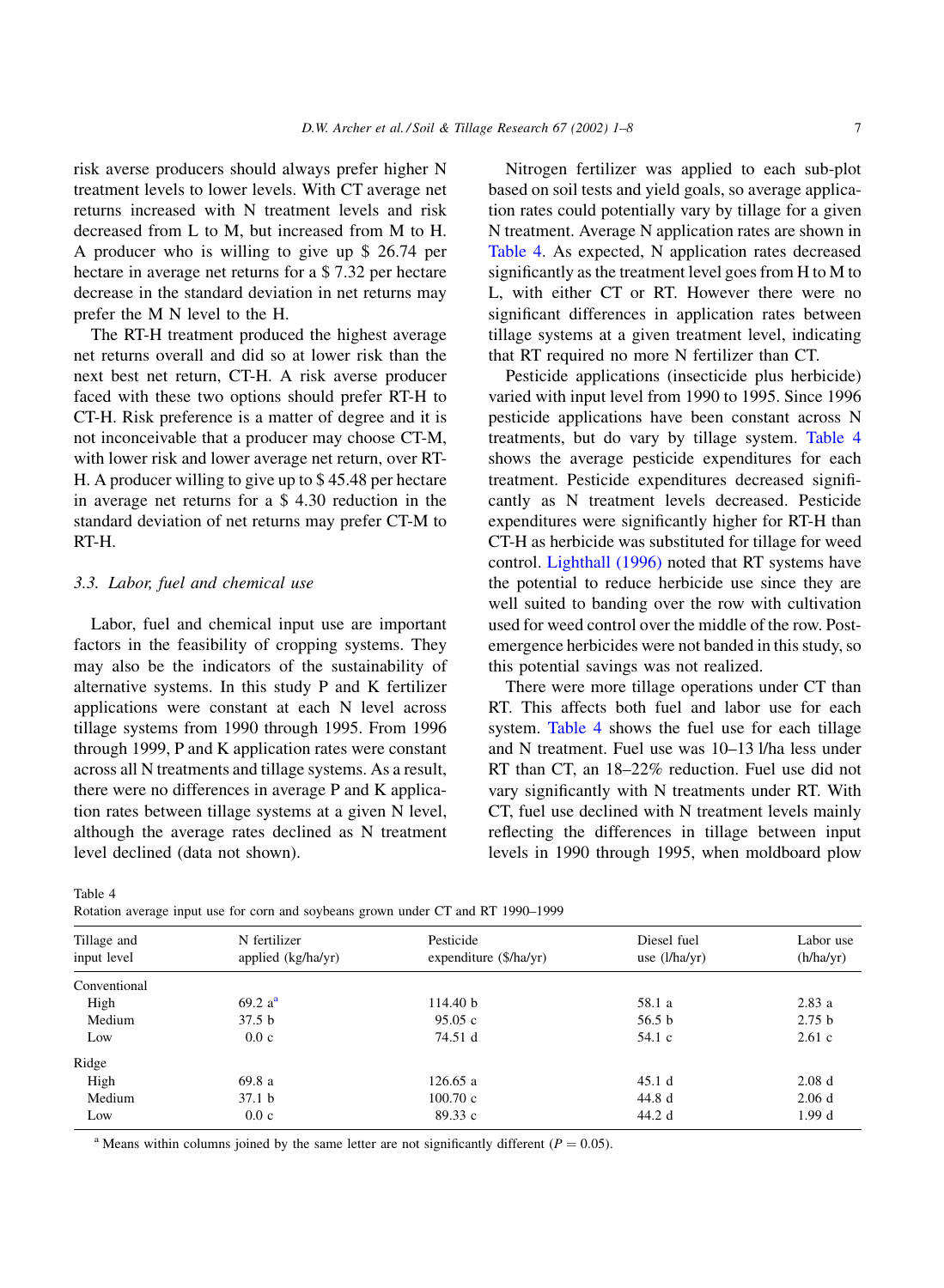risk averse producers should always prefer higher N treatment levels to lower levels. With CT average net returns increased with N treatment levels and risk decreased from L to M, but increased from M to H. A producer who is willing to give up \$ 26.74 per hectare in average net returns for a \$ 7.32 per hectare decrease in the standard deviation in net returns may prefer the M N level to the H.

The RT-H treatment produced the highest average net returns overall and did so at lower risk than the next best net return, CT-H. A risk averse producer faced with these two options should prefer RT-H to CT-H. Risk preference is a matter of degree and it is not inconceivable that a producer may choose CT-M, with lower risk and lower average net return, over RT-H. A producer willing to give up to \$ 45.48 per hectare in average net returns for a \$ 4.30 reduction in the standard deviation of net returns may prefer CT-M to RT-H.

### 3.3. Labor, fuel and chemical use

Labor, fuel and chemical input use are important factors in the feasibility of cropping systems. They may also be the indicators of the sustainability of alternative systems. In this study P and K fertilizer applications were constant at each N level across tillage systems from 1990 through 1995. From 1996 through 1999, P and K application rates were constant across all N treatments and tillage systems. As a result, there were no differences in average P and K application rates between tillage systems at a given N level, although the average rates declined as N treatment level declined (data not shown).

Nitrogen fertilizer was applied to each sub-plot based on soil tests and yield goals, so average application rates could potentially vary by tillage for a given N treatment. Average N application rates are shown in Table 4. As expected, N application rates decreased significantly as the treatment level goes from H to M to L, with either CT or RT. However there were no significant differences in application rates between tillage systems at a given treatment level, indicating that RT required no more N fertilizer than CT.

Pesticide applications (insecticide plus herbicide) varied with input level from 1990 to 1995. Since 1996 pesticide applications have been constant across N treatments, but do vary by tillage system. Table 4 shows the average pesticide expenditures for each treatment. Pesticide expenditures decreased significantly as N treatment levels decreased. Pesticide expenditures were significantly higher for RT-H than CT-H as herbicide was substituted for tillage for weed control. Lighthall (1996) noted that RT systems have the potential to reduce herbicide use since they are well suited to banding over the row with cultivation used for weed control over the middle of the row. Post-emergence herbicides were not banded in this study, so this potential savings was not realized.

There were more tillage operations under CT than RT. This affects both fuel and labor use for each system. Table 4 shows the fuel use for each tillage and N treatment. Fuel use was 10–13 l/ha less under RT than CT, an 18–22% reduction. Fuel use did not vary significantly with N treatments under RT. With CT, fuel use declined with N treatment levels mainly reflecting the differences in tillage between input levels in 1990 through 1995, when moldboard plow

Table 4
Rotation average input use for corn and soybeans grown under CT and RT 1990–1999

| Tillage and input level | N fertilizer applied (kg/ha/yr) | Pesticide expenditure (\$/ha/yr) | Diesel fuel use (l/ha/yr) | Labor use (h/ha/yr) |
|---|---|---|---|---|
| Conventional | | | | |
| High | 69.2 a[a] | 114.40 b | 58.1 a | 2.83 a |
| Medium | 37.5 b | 95.05 c | 56.5 b | 2.75 b |
| Low | 0.0 c | 74.51 d | 54.1 c | 2.61 c |
| Ridge | | | | |
| High | 69.8 a | 126.65 a | 45.1 d | 2.08 d |
| Medium | 37.1 b | 100.70 c | 44.8 d | 2.06 d |
| Low | 0.0 c | 89.33 c | 44.2 d | 1.99 d |

[a] Means within columns joined by the same letter are not significantly different ($P = 0.05$).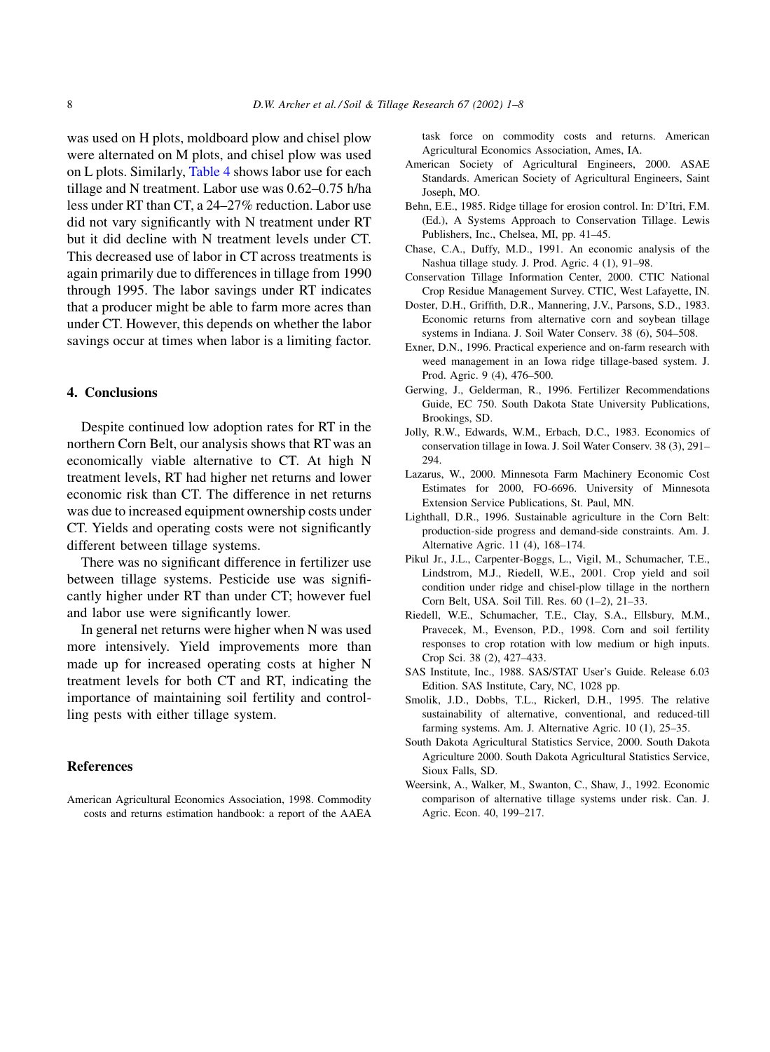was used on H plots, moldboard plow and chisel plow were alternated on M plots, and chisel plow was used on L plots. Similarly, Table 4 shows labor use for each tillage and N treatment. Labor use was 0.62–0.75 h/ha less under RT than CT, a 24–27% reduction. Labor use did not vary significantly with N treatment under RT but it did decline with N treatment levels under CT. This decreased use of labor in CT across treatments is again primarily due to differences in tillage from 1990 through 1995. The labor savings under RT indicates that a producer might be able to farm more acres than under CT. However, this depends on whether the labor savings occur at times when labor is a limiting factor.

## 4. Conclusions

Despite continued low adoption rates for RT in the northern Corn Belt, our analysis shows that RT was an economically viable alternative to CT. At high N treatment levels, RT had higher net returns and lower economic risk than CT. The difference in net returns was due to increased equipment ownership costs under CT. Yields and operating costs were not significantly different between tillage systems.

There was no significant difference in fertilizer use between tillage systems. Pesticide use was significantly higher under RT than under CT; however fuel and labor use were significantly lower.

In general net returns were higher when N was used more intensively. Yield improvements more than made up for increased operating costs at higher N treatment levels for both CT and RT, indicating the importance of maintaining soil fertility and controlling pests with either tillage system.

## References

American Agricultural Economics Association, 1998. Commodity costs and returns estimation handbook: a report of the AAEA task force on commodity costs and returns. American Agricultural Economics Association, Ames, IA.

American Society of Agricultural Engineers, 2000. ASAE Standards. American Society of Agricultural Engineers, Saint Joseph, MO.

Behn, E.E., 1985. Ridge tillage for erosion control. In: D'Itri, F.M. (Ed.), A Systems Approach to Conservation Tillage. Lewis Publishers, Inc., Chelsea, MI, pp. 41–45.

Chase, C.A., Duffy, M.D., 1991. An economic analysis of the Nashua tillage study. J. Prod. Agric. 4 (1), 91–98.

Conservation Tillage Information Center, 2000. CTIC National Crop Residue Management Survey. CTIC, West Lafayette, IN.

Doster, D.H., Griffith, D.R., Mannering, J.V., Parsons, S.D., 1983. Economic returns from alternative corn and soybean tillage systems in Indiana. J. Soil Water Conserv. 38 (6), 504–508.

Exner, D.N., 1996. Practical experience and on-farm research with weed management in an Iowa ridge tillage-based system. J. Prod. Agric. 9 (4), 476–500.

Gerwing, J., Gelderman, R., 1996. Fertilizer Recommendations Guide, EC 750. South Dakota State University Publications, Brookings, SD.

Jolly, R.W., Edwards, W.M., Erbach, D.C., 1983. Economics of conservation tillage in Iowa. J. Soil Water Conserv. 38 (3), 291–294.

Lazarus, W., 2000. Minnesota Farm Machinery Economic Cost Estimates for 2000, FO-6696. University of Minnesota Extension Service Publications, St. Paul, MN.

Lighthall, D.R., 1996. Sustainable agriculture in the Corn Belt: production-side progress and demand-side constraints. Am. J. Alternative Agric. 11 (4), 168–174.

Pikul Jr., J.L., Carpenter-Boggs, L., Vigil, M., Schumacher, T.E., Lindstrom, M.J., Riedell, W.E., 2001. Crop yield and soil condition under ridge and chisel-plow tillage in the northern Corn Belt, USA. Soil Till. Res. 60 (1–2), 21–33.

Riedell, W.E., Schumacher, T.E., Clay, S.A., Ellsbury, M.M., Pravecek, M., Evenson, P.D., 1998. Corn and soil fertility responses to crop rotation with low medium or high inputs. Crop Sci. 38 (2), 427–433.

SAS Institute, Inc., 1988. SAS/STAT User's Guide. Release 6.03 Edition. SAS Institute, Cary, NC, 1028 pp.

Smolik, J.D., Dobbs, T.L., Rickerl, D.H., 1995. The relative sustainability of alternative, conventional, and reduced-till farming systems. Am. J. Alternative Agric. 10 (1), 25–35.

South Dakota Agricultural Statistics Service, 2000. South Dakota Agriculture 2000. South Dakota Agricultural Statistics Service, Sioux Falls, SD.

Weersink, A., Walker, M., Swanton, C., Shaw, J., 1992. Economic comparison of alternative tillage systems under risk. Can. J. Agric. Econ. 40, 199–217.